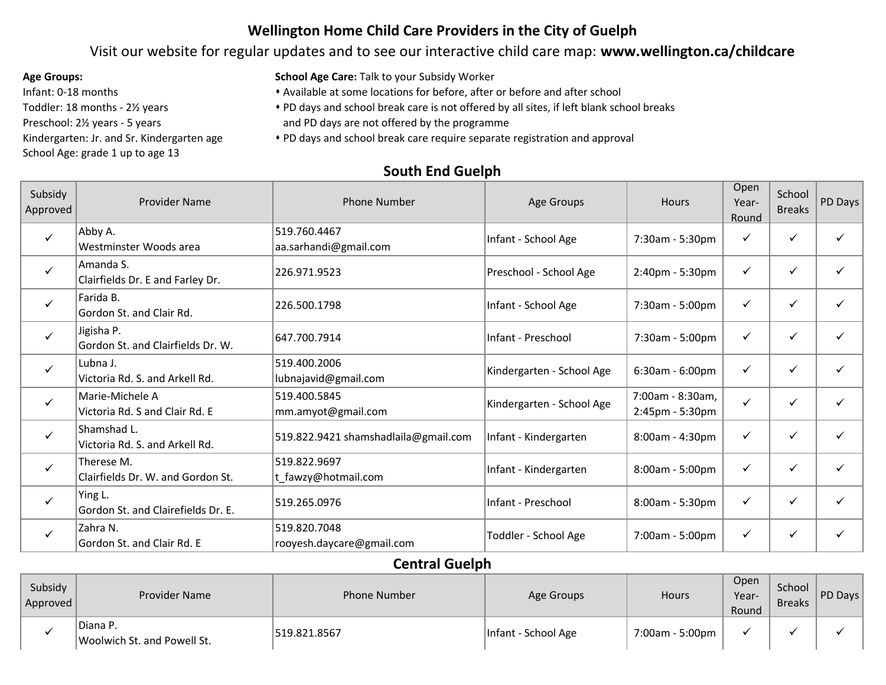## Wellington Home Child Care Providers in the City of Guelph

Visit our website for regular updates and to see our interactive child care map: **www.wellington.ca/childcare**

**Age Groups:**
Infant: 0-18 months
Toddler: 18 months - 2½ years
Preschool: 2½ years - 5 years
Kindergarten: Jr. and Sr. Kindergarten age
School Age: grade 1 up to age 13

**School Age Care:** Talk to your Subsidy Worker
- Available at some locations for before, after or before and after school
- PD days and school break care is not offered by all sites, if left blank school breaks and PD days are not offered by the programme
- PD days and school break care require separate registration and approval

### South End Guelph

| Subsidy Approved | Provider Name | Phone Number | Age Groups | Hours | Open Year-Round | School Breaks | PD Days |
|---|---|---|---|---|---|---|---|
| ✓ | Abby A.<br>Westminster Woods area | 519.760.4467<br>aa.sarhandi@gmail.com | Infant - School Age | 7:30am - 5:30pm | ✓ | ✓ | ✓ |
| ✓ | Amanda S.<br>Clairfields Dr. E and Farley Dr. | 226.971.9523 | Preschool - School Age | 2:40pm - 5:30pm | ✓ | ✓ | ✓ |
| ✓ | Farida B.<br>Gordon St. and Clair Rd. | 226.500.1798 | Infant - School Age | 7:30am - 5:00pm | ✓ | ✓ | ✓ |
| ✓ | Jigisha P.<br>Gordon St. and Clairfields Dr. W. | 647.700.7914 | Infant - Preschool | 7:30am - 5:00pm | ✓ | ✓ | ✓ |
| ✓ | Lubna J.<br>Victoria Rd. S. and Arkell Rd. | 519.400.2006<br>lubnajavid@gmail.com | Kindergarten - School Age | 6:30am - 6:00pm | ✓ | ✓ | ✓ |
| ✓ | Marie-Michele A<br>Victoria Rd. S and Clair Rd. E | 519.400.5845<br>mm.amyot@gmail.com | Kindergarten - School Age | 7:00am - 8:30am,<br>2:45pm - 5:30pm | ✓ | ✓ | ✓ |
| ✓ | Shamshad L.<br>Victoria Rd. S. and Arkell Rd. | 519.822.9421 shamshadlaila@gmail.com | Infant - Kindergarten | 8:00am - 4:30pm | ✓ | ✓ | ✓ |
| ✓ | Therese M.<br>Clairfields Dr. W. and Gordon St. | 519.822.9697<br>t_fawzy@hotmail.com | Infant - Kindergarten | 8:00am - 5:00pm | ✓ | ✓ | ✓ |
| ✓ | Ying L.<br>Gordon St. and Clairefields Dr. E. | 519.265.0976 | Infant - Preschool | 8:00am - 5:30pm | ✓ | ✓ | ✓ |
| ✓ | Zahra N.<br>Gordon St. and Clair Rd. E | 519.820.7048<br>rooyesh.daycare@gmail.com | Toddler - School Age | 7:00am - 5:00pm | ✓ | ✓ | ✓ |

### Central Guelph

| Subsidy Approved | Provider Name | Phone Number | Age Groups | Hours | Open Year-Round | School Breaks | PD Days |
|---|---|---|---|---|---|---|---|
| ✓ | Diana P.<br>Woolwich St. and Powell St. | 519.821.8567 | Infant - School Age | 7:00am - 5:00pm | ✓ | ✓ | ✓ |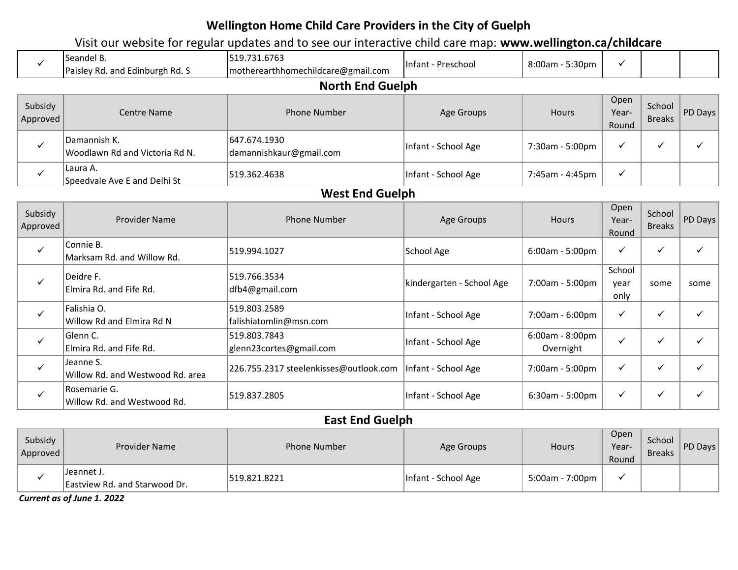# Wellington Home Child Care Providers in the City of Guelph

Visit our website for regular updates and to see our interactive child care map: **www.wellington.ca/childcare**

| | | | | | | | |
|---|---|---|---|---|---|---|---|
| ✓ | Seandel B.<br>Paisley Rd. and Edinburgh Rd. S | 519.731.6763<br>motherearthhomechildcare@gmail.com | Infant - Preschool | 8:00am - 5:30pm | ✓ | | |

## North End Guelph

| Subsidy Approved | Centre Name | Phone Number | Age Groups | Hours | Open Year-Round | School Breaks | PD Days |
|---|---|---|---|---|---|---|---|
| ✓ | Damannish K.<br>Woodlawn Rd and Victoria Rd N. | 647.674.1930<br>damannishkaur@gmail.com | Infant - School Age | 7:30am - 5:00pm | ✓ | ✓ | ✓ |
| ✓ | Laura A.<br>Speedvale Ave E and Delhi St | 519.362.4638 | Infant - School Age | 7:45am - 4:45pm | ✓ | | |

## West End Guelph

| Subsidy Approved | Provider Name | Phone Number | Age Groups | Hours | Open Year-Round | School Breaks | PD Days |
|---|---|---|---|---|---|---|---|
| ✓ | Connie B.<br>Marksam Rd. and Willow Rd. | 519.994.1027 | School Age | 6:00am - 5:00pm | ✓ | ✓ | ✓ |
| ✓ | Deidre F.<br>Elmira Rd. and Fife Rd. | 519.766.3534<br>dfb4@gmail.com | kindergarten - School Age | 7:00am - 5:00pm | School year only | some | some |
| ✓ | Falishia O.<br>Willow Rd and Elmira Rd N | 519.803.2589<br>falishiatomlin@msn.com | Infant - School Age | 7:00am - 6:00pm | ✓ | ✓ | ✓ |
| ✓ | Glenn C.<br>Elmira Rd. and Fife Rd. | 519.803.7843<br>glenn23cortes@gmail.com | Infant - School Age | 6:00am - 8:00pm<br>Overnight | ✓ | ✓ | ✓ |
| ✓ | Jeanne S.<br>Willow Rd. and Westwood Rd. area | 226.755.2317 steelenkisses@outlook.com | Infant - School Age | 7:00am - 5:00pm | ✓ | ✓ | ✓ |
| ✓ | Rosemarie G.<br>Willow Rd. and Westwood Rd. | 519.837.2805 | Infant - School Age | 6:30am - 5:00pm | ✓ | ✓ | ✓ |

## East End Guelph

| Subsidy Approved | Provider Name | Phone Number | Age Groups | Hours | Open Year-Round | School Breaks | PD Days |
|---|---|---|---|---|---|---|---|
| ✓ | Jeannet J.<br>Eastview Rd. and Starwood Dr. | 519.821.8221 | Infant - School Age | 5:00am - 7:00pm | ✓ | | |

***Current as of June 1. 2022***